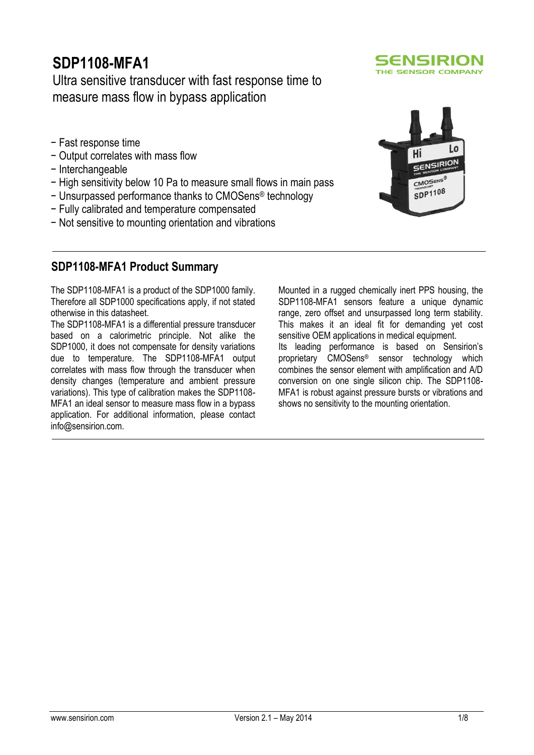# SDP1108-MFA1

Ultra sensitive transducer with fast response time to measure mass flow in bypass application

- Fast response time
- Output correlates with mass flow
- Interchangeable
- High sensitivity below 10 Pa to measure small flows in main pass
- Unsurpassed performance thanks to CMOSens® technology
- Fully calibrated and temperature compensated
- Not sensitive to mounting orientation and vibrations

## SDP1108-MFA1 Product Summary

The SDP1108-MFA1 is a product of the SDP1000 family. Therefore all SDP1000 specifications apply, if not stated otherwise in this datasheet.

The SDP1108-MFA1 is a differential pressure transducer based on a calorimetric principle. Not alike the SDP1000, it does not compensate for density variations due to temperature. The SDP1108-MFA1 output correlates with mass flow through the transducer when density changes (temperature and ambient pressure variations). This type of calibration makes the SDP1108-MFA1 an ideal sensor to measure mass flow in a bypass application. For additional information, please contact info@sensirion.com.

Mounted in a rugged chemically inert PPS housing, the SDP1108-MFA1 sensors feature a unique dynamic range, zero offset and unsurpassed long term stability. This makes it an ideal fit for demanding yet cost sensitive OEM applications in medical equipment.

Its leading performance is based on Sensirion's proprietary CMOSens® sensor technology which combines the sensor element with amplification and A/D conversion on one single silicon chip. The SDP1108-MFA1 is robust against pressure bursts or vibrations and shows no sensitivity to the mounting orientation.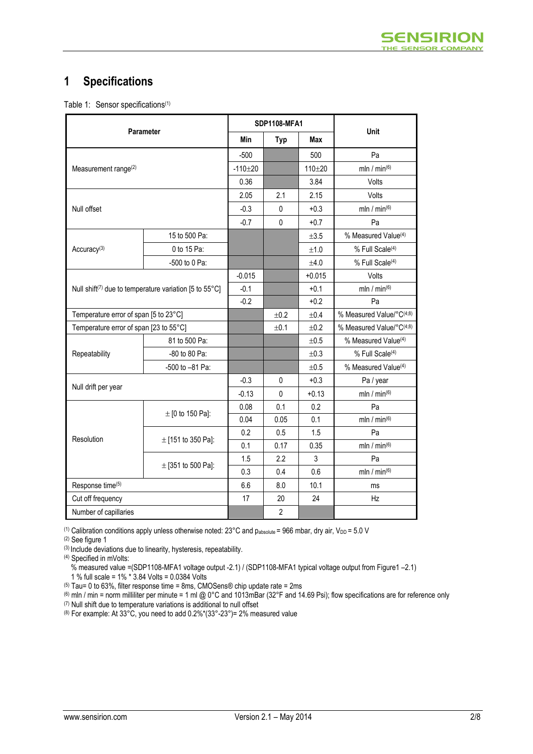# 1 Specifications

Table 1: Sensor specifications[1]

| Parameter | | SDP1108-MFA1 | | | Unit |
|---|---|---|---|---|---|
| | | Min | Typ | Max | |
| Measurement range[2] | | -500 | | 500 | Pa |
| | | -110±20 | | 110±20 | mln / min[6] |
| | | 0.36 | | 3.84 | Volts |
| Null offset | | 2.05 | 2.1 | 2.15 | Volts |
| | | -0.3 | 0 | +0.3 | mln / min[6] |
| | | -0.7 | 0 | +0.7 | Pa |
| Accuracy[3] | 15 to 500 Pa: | | | ±3.5 | % Measured Value[4] |
| | 0 to 15 Pa: | | | ±1.0 | % Full Scale[4] |
| | -500 to 0 Pa: | | | ±4.0 | % Full Scale[4] |
| Null shift[7] due to temperature variation [5 to 55°C] | | -0.015 | | +0.015 | Volts |
| | | -0.1 | | +0.1 | mln / min[6] |
| | | -0.2 | | +0.2 | Pa |
| Temperature error of span [5 to 23°C] | | | ±0.2 | ±0.4 | % Measured Value/°C[4,8] |
| Temperature error of span [23 to 55°C] | | | ±0.1 | ±0.2 | % Measured Value/°C[4,8] |
| Repeatability | 81 to 500 Pa: | | | ±0.5 | % Measured Value[4] |
| | -80 to 80 Pa: | | | ±0.3 | % Full Scale[4] |
| | -500 to –81 Pa: | | | ±0.5 | % Measured Value[4] |
| Null drift per year | | -0.3 | 0 | +0.3 | Pa / year |
| | | -0.13 | 0 | +0.13 | mln / min[6] |
| Resolution | ± [0 to 150 Pa]: | 0.08 | 0.1 | 0.2 | Pa |
| | | 0.04 | 0.05 | 0.1 | mln / min[6] |
| | ± [151 to 350 Pa]: | 0.2 | 0.5 | 1.5 | Pa |
| | | 0.1 | 0.17 | 0.35 | mln / min[6] |
| | ± [351 to 500 Pa]: | 1.5 | 2.2 | 3 | Pa |
| | | 0.3 | 0.4 | 0.6 | mln / min[6] |
| Response time[5] | | 6.6 | 8.0 | 10.1 | ms |
| Cut off frequency | | 17 | 20 | 24 | Hz |
| Number of capillaries | | | 2 | | |

[1] Calibration conditions apply unless otherwise noted: 23°C and $p_{absolute}$ = 966 mbar, dry air, $V_{DD}$ = 5.0 V

[2] See figure 1

[3] Include deviations due to linearity, hysteresis, repeatability.

[4] Specified in mVolts:
% measured value =(SDP1108-MFA1 voltage output -2.1) / (SDP1108-MFA1 typical voltage output from Figure1 –2.1)
1 % full scale = 1% * 3.84 Volts = 0.0384 Volts

[5] Tau= 0 to 63%, filter response time = 8ms, CMOSens® chip update rate = 2ms

[6] mln / min = norm milliliter per minute = 1 ml @ 0°C and 1013mBar (32°F and 14.69 Psi); flow specifications are for reference only

[7] Null shift due to temperature variations is additional to null offset

[8] For example: At 33°C, you need to add 0.2%*(33°-23°)= 2% measured value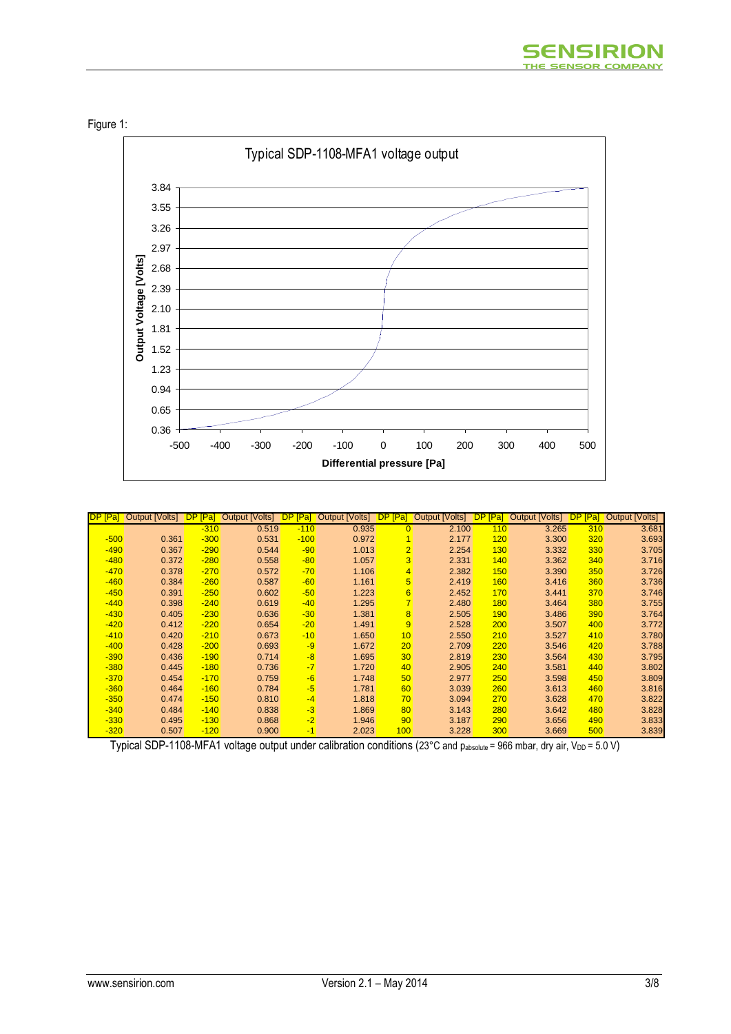Figure 1:

Typical SDP-1108-MFA1 voltage output

| DP [Pa] | Output [Volts] | DP [Pa] | Output [Volts] | DP [Pa] | Output [Volts] | DP [Pa] | Output [Volts] | DP [Pa] | Output [Volts] | DP [Pa] | Output [Volts] |
|---|---|---|---|---|---|---|---|---|---|---|---|
| | | -310 | 0.519 | -110 | 0.935 | 0 | 2.100 | 110 | 3.265 | 310 | 3.681 |
| -500 | 0.361 | -300 | 0.531 | -100 | 0.972 | 1 | 2.177 | 120 | 3.300 | 320 | 3.693 |
| -490 | 0.367 | -290 | 0.544 | -90 | 1.013 | 2 | 2.254 | 130 | 3.332 | 330 | 3.705 |
| -480 | 0.372 | -280 | 0.558 | -80 | 1.057 | 3 | 2.331 | 140 | 3.362 | 340 | 3.716 |
| -470 | 0.378 | -270 | 0.572 | -70 | 1.106 | 4 | 2.382 | 150 | 3.390 | 350 | 3.726 |
| -460 | 0.384 | -260 | 0.587 | -60 | 1.161 | 5 | 2.419 | 160 | 3.416 | 360 | 3.736 |
| -450 | 0.391 | -250 | 0.602 | -50 | 1.223 | 6 | 2.452 | 170 | 3.441 | 370 | 3.746 |
| -440 | 0.398 | -240 | 0.619 | -40 | 1.295 | 7 | 2.480 | 180 | 3.464 | 380 | 3.755 |
| -430 | 0.405 | -230 | 0.636 | -30 | 1.381 | 8 | 2.505 | 190 | 3.486 | 390 | 3.764 |
| -420 | 0.412 | -220 | 0.654 | -20 | 1.491 | 9 | 2.528 | 200 | 3.507 | 400 | 3.772 |
| -410 | 0.420 | -210 | 0.673 | -10 | 1.650 | 10 | 2.550 | 210 | 3.527 | 410 | 3.780 |
| -400 | 0.428 | -200 | 0.693 | -9 | 1.672 | 20 | 2.709 | 220 | 3.546 | 420 | 3.788 |
| -390 | 0.436 | -190 | 0.714 | -8 | 1.695 | 30 | 2.819 | 230 | 3.564 | 430 | 3.795 |
| -380 | 0.445 | -180 | 0.736 | -7 | 1.720 | 40 | 2.905 | 240 | 3.581 | 440 | 3.802 |
| -370 | 0.454 | -170 | 0.759 | -6 | 1.748 | 50 | 2.977 | 250 | 3.598 | 450 | 3.809 |
| -360 | 0.464 | -160 | 0.784 | -5 | 1.781 | 60 | 3.039 | 260 | 3.613 | 460 | 3.816 |
| -350 | 0.474 | -150 | 0.810 | -4 | 1.818 | 70 | 3.094 | 270 | 3.628 | 470 | 3.822 |
| -340 | 0.484 | -140 | 0.838 | -3 | 1.869 | 80 | 3.143 | 280 | 3.642 | 480 | 3.828 |
| -330 | 0.495 | -130 | 0.868 | -2 | 1.946 | 90 | 3.187 | 290 | 3.656 | 490 | 3.833 |
| -320 | 0.507 | -120 | 0.900 | -1 | 2.023 | 100 | 3.228 | 300 | 3.669 | 500 | 3.839 |

Typical SDP-1108-MFA1 voltage output under calibration conditions (23°C and $p_{absolute}$ = 966 mbar, dry air, $V_{DD}$ = 5.0 V)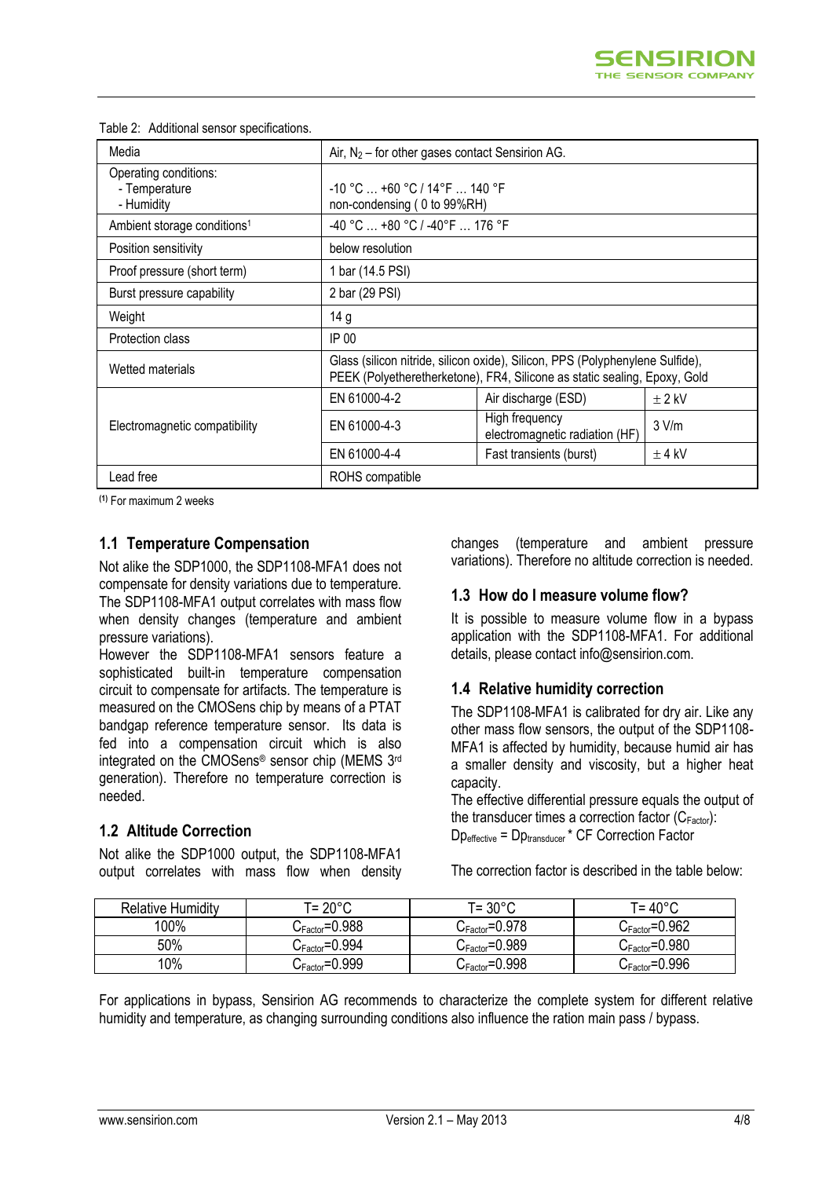Table 2: Additional sensor specifications.

| Media | Air, $N_2$ – for other gases contact Sensirion AG. | | |
|---|---|---|---|
| Operating conditions:<br>- Temperature<br>- Humidity | -10 °C … +60 °C / 14°F … 140 °F<br>non-condensing ( 0 to 99%RH) | | |
| Ambient storage conditions[1] | -40 °C … +80 °C / -40°F … 176 °F | | |
| Position sensitivity | below resolution | | |
| Proof pressure (short term) | 1 bar (14.5 PSI) | | |
| Burst pressure capability | 2 bar (29 PSI) | | |
| Weight | 14 g | | |
| Protection class | IP 00 | | |
| Wetted materials | Glass (silicon nitride, silicon oxide), Silicon, PPS (Polyphenylene Sulfide), PEEK (Polyetheretherketone), FR4, Silicone as static sealing, Epoxy, Gold | | |
| Electromagnetic compatibility | EN 61000-4-2 | Air discharge (ESD) | ± 2 kV |
| | EN 61000-4-3 | High frequency electromagnetic radiation (HF) | 3 V/m |
| | EN 61000-4-4 | Fast transients (burst) | ± 4 kV |
| Lead free | ROHS compatible | | |

(1) For maximum 2 weeks

## 1.1 Temperature Compensation

Not alike the SDP1000, the SDP1108-MFA1 does not compensate for density variations due to temperature. The SDP1108-MFA1 output correlates with mass flow when density changes (temperature and ambient pressure variations).
However the SDP1108-MFA1 sensors feature a sophisticated built-in temperature compensation circuit to compensate for artifacts. The temperature is measured on the CMOSens chip by means of a PTAT bandgap reference temperature sensor. Its data is fed into a compensation circuit which is also integrated on the CMOSens® sensor chip (MEMS 3rd generation). Therefore no temperature correction is needed.

## 1.2 Altitude Correction

Not alike the SDP1000 output, the SDP1108-MFA1 output correlates with mass flow when density changes (temperature and ambient pressure variations). Therefore no altitude correction is needed.

## 1.3 How do I measure volume flow?

It is possible to measure volume flow in a bypass application with the SDP1108-MFA1. For additional details, please contact info@sensirion.com.

## 1.4 Relative humidity correction

The SDP1108-MFA1 is calibrated for dry air. Like any other mass flow sensors, the output of the SDP1108-MFA1 is affected by humidity, because humid air has a smaller density and viscosity, but a higher heat capacity.
The effective differential pressure equals the output of the transducer times a correction factor ($C_{Factor}$):
$Dp_{effective} = Dp_{transducer}$ * CF Correction Factor

The correction factor is described in the table below:

| Relative Humidity | T= 20°C | T= 30°C | T= 40°C |
|---|---|---|---|
| 100% | $C_{Factor}$=0.988 | $C_{Factor}$=0.978 | $C_{Factor}$=0.962 |
| 50% | $C_{Factor}$=0.994 | $C_{Factor}$=0.989 | $C_{Factor}$=0.980 |
| 10% | $C_{Factor}$=0.999 | $C_{Factor}$=0.998 | $C_{Factor}$=0.996 |

For applications in bypass, Sensirion AG recommends to characterize the complete system for different relative humidity and temperature, as changing surrounding conditions also influence the ration main pass / bypass.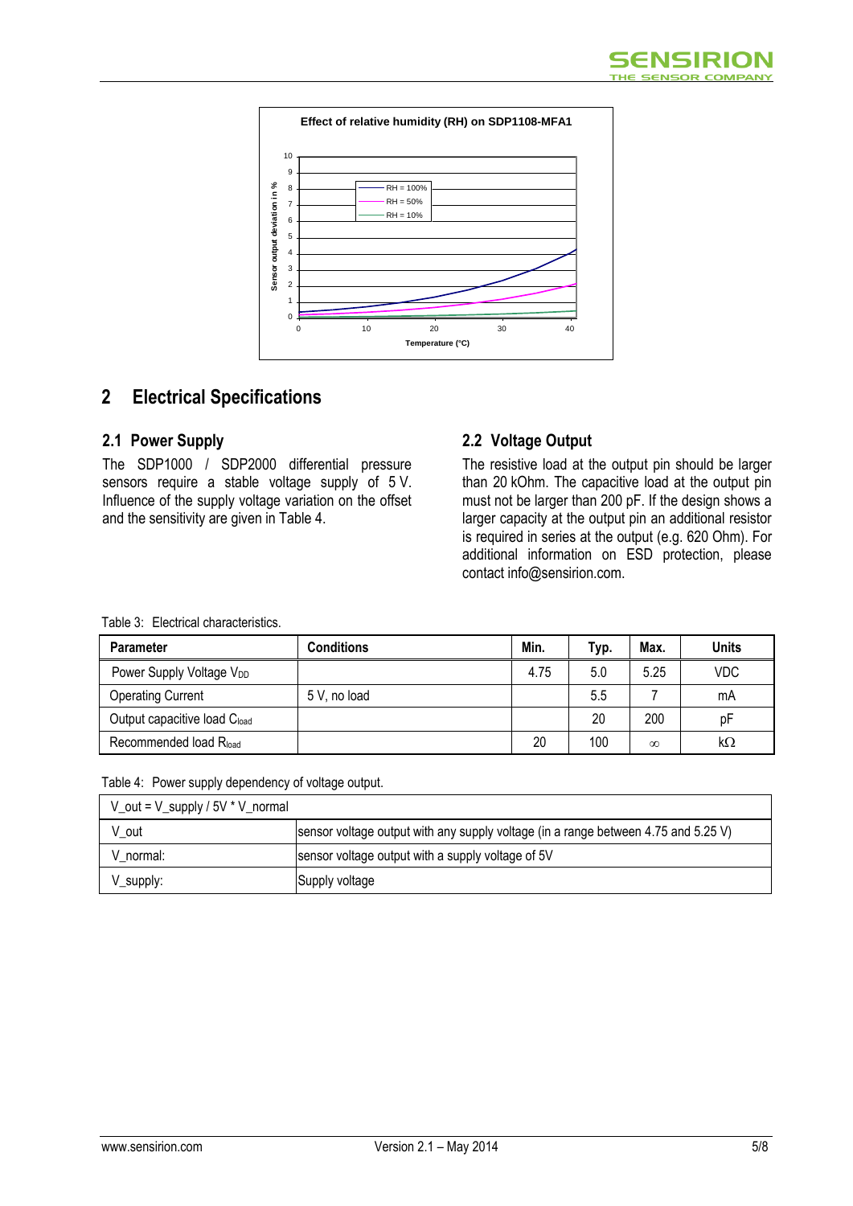## 2 Electrical Specifications

### 2.1 Power Supply

The SDP1000 / SDP2000 differential pressure sensors require a stable voltage supply of 5 V. Influence of the supply voltage variation on the offset and the sensitivity are given in Table 4.

### 2.2 Voltage Output

The resistive load at the output pin should be larger than 20 kOhm. The capacitive load at the output pin must not be larger than 200 pF. If the design shows a larger capacity at the output pin an additional resistor is required in series at the output (e.g. 620 Ohm). For additional information on ESD protection, please contact info@sensirion.com.

Table 3: Electrical characteristics.

| Parameter | Conditions | Min. | Typ. | Max. | Units |
|---|---|---|---|---|---|
| Power Supply Voltage $V_{DD}$ | | 4.75 | 5.0 | 5.25 | VDC |
| Operating Current | 5 V, no load | | 5.5 | 7 | mA |
| Output capacitive load $C_{load}$ | | | 20 | 200 | pF |
| Recommended load $R_{load}$ | | 20 | 100 | ∞ | kΩ |

Table 4: Power supply dependency of voltage output.

| V_out = V_supply / 5V * V_normal | |
|---|---|
| V_out | sensor voltage output with any supply voltage (in a range between 4.75 and 5.25 V) |
| V_normal: | sensor voltage output with a supply voltage of 5V |
| V_supply: | Supply voltage |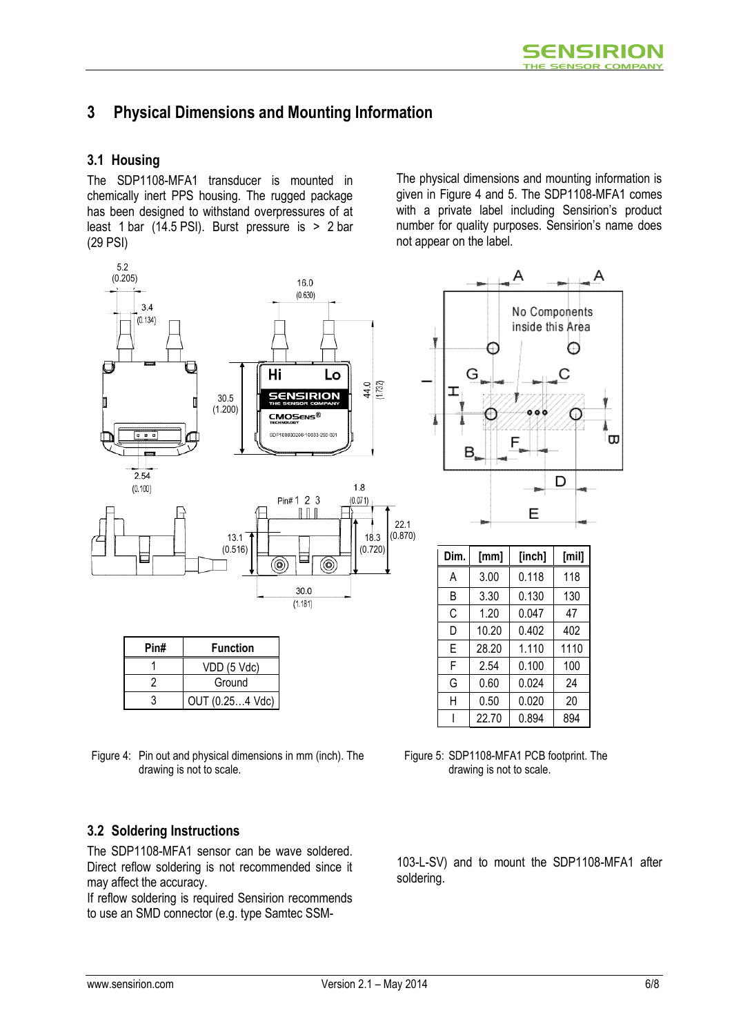# 3 Physical Dimensions and Mounting Information

## 3.1 Housing

The SDP1108-MFA1 transducer is mounted in chemically inert PPS housing. The rugged package has been designed to withstand overpressures of at least 1 bar (14.5 PSI). Burst pressure is > 2 bar (29 PSI)

The physical dimensions and mounting information is given in Figure 4 and 5. The SDP1108-MFA1 comes with a private label including Sensirion's product number for quality purposes. Sensirion's name does not appear on the label.

| Pin# | Function |
|---|---|
| 1 | VDD (5 Vdc) |
| 2 | Ground |
| 3 | OUT (0.25…4 Vdc) |

Figure 4: Pin out and physical dimensions in mm (inch). The drawing is not to scale.

| Dim. | [mm] | [inch] | [mil] |
|---|---|---|---|
| A | 3.00 | 0.118 | 118 |
| B | 3.30 | 0.130 | 130 |
| C | 1.20 | 0.047 | 47 |
| D | 10.20 | 0.402 | 402 |
| E | 28.20 | 1.110 | 1110 |
| F | 2.54 | 0.100 | 100 |
| G | 0.60 | 0.024 | 24 |
| H | 0.50 | 0.020 | 20 |
| I | 22.70 | 0.894 | 894 |

Figure 5: SDP1108-MFA1 PCB footprint. The drawing is not to scale.

## 3.2 Soldering Instructions

The SDP1108-MFA1 sensor can be wave soldered. Direct reflow soldering is not recommended since it may affect the accuracy.

If reflow soldering is required Sensirion recommends to use an SMD connector (e.g. type Samtec SSM-103-L-SV) and to mount the SDP1108-MFA1 after soldering.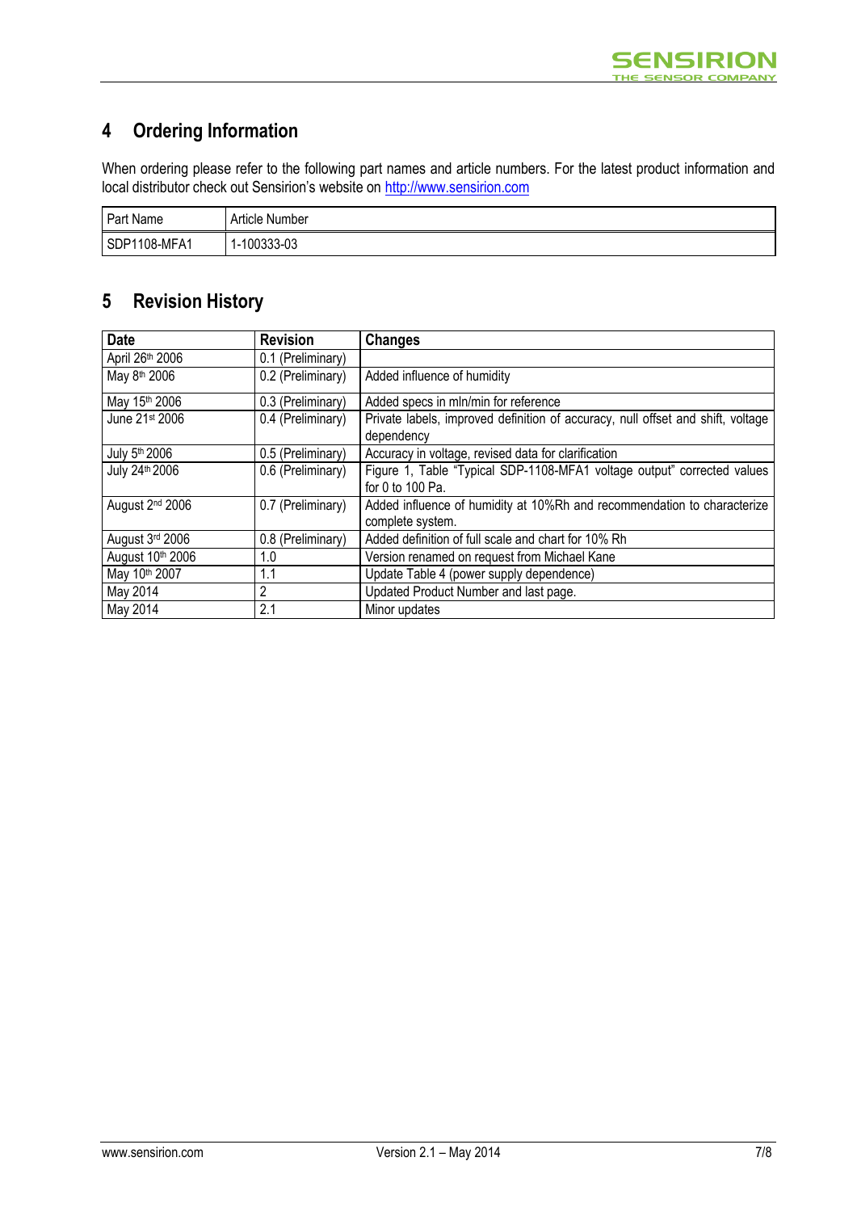## 4 Ordering Information

When ordering please refer to the following part names and article numbers. For the latest product information and local distributor check out Sensirion's website on http://www.sensirion.com

| Part Name | Article Number |
|---|---|
| SDP1108-MFA1 | 1-100333-03 |

## 5 Revision History

| Date | Revision | Changes |
|---|---|---|
| April 26th 2006 | 0.1 (Preliminary) | |
| May 8th 2006 | 0.2 (Preliminary) | Added influence of humidity |
| May 15th 2006 | 0.3 (Preliminary) | Added specs in mln/min for reference |
| June 21st 2006 | 0.4 (Preliminary) | Private labels, improved definition of accuracy, null offset and shift, voltage dependency |
| July 5th 2006 | 0.5 (Preliminary) | Accuracy in voltage, revised data for clarification |
| July 24th 2006 | 0.6 (Preliminary) | Figure 1, Table "Typical SDP-1108-MFA1 voltage output" corrected values for 0 to 100 Pa. |
| August 2nd 2006 | 0.7 (Preliminary) | Added influence of humidity at 10%Rh and recommendation to characterize complete system. |
| August 3rd 2006 | 0.8 (Preliminary) | Added definition of full scale and chart for 10% Rh |
| August 10th 2006 | 1.0 | Version renamed on request from Michael Kane |
| May 10th 2007 | 1.1 | Update Table 4 (power supply dependence) |
| May 2014 | 2 | Updated Product Number and last page. |
| May 2014 | 2.1 | Minor updates |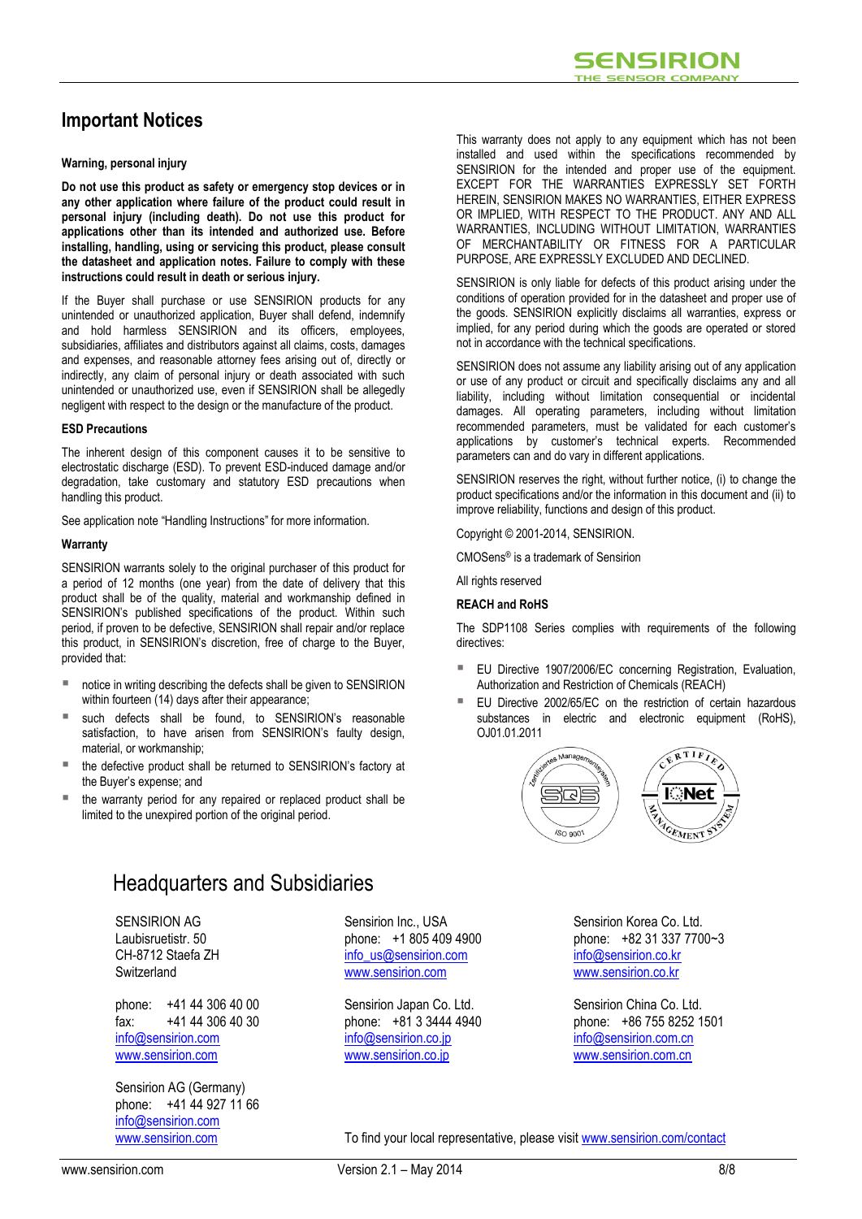## Important Notices

#### Warning, personal injury

**Do not use this product as safety or emergency stop devices or in any other application where failure of the product could result in personal injury (including death). Do not use this product for applications other than its intended and authorized use. Before installing, handling, using or servicing this product, please consult the datasheet and application notes. Failure to comply with these instructions could result in death or serious injury.**

If the Buyer shall purchase or use SENSIRION products for any unintended or unauthorized application, Buyer shall defend, indemnify and hold harmless SENSIRION and its officers, employees, subsidiaries, affiliates and distributors against all claims, costs, damages and expenses, and reasonable attorney fees arising out of, directly or indirectly, any claim of personal injury or death associated with such unintended or unauthorized use, even if SENSIRION shall be allegedly negligent with respect to the design or the manufacture of the product.

#### ESD Precautions

The inherent design of this component causes it to be sensitive to electrostatic discharge (ESD). To prevent ESD-induced damage and/or degradation, take customary and statutory ESD precautions when handling this product.

See application note "Handling Instructions" for more information.

#### Warranty

SENSIRION warrants solely to the original purchaser of this product for a period of 12 months (one year) from the date of delivery that this product shall be of the quality, material and workmanship defined in SENSIRION's published specifications of the product. Within such period, if proven to be defective, SENSIRION shall repair and/or replace this product, in SENSIRION's discretion, free of charge to the Buyer, provided that:

- notice in writing describing the defects shall be given to SENSIRION within fourteen (14) days after their appearance;
- such defects shall be found, to SENSIRION's reasonable satisfaction, to have arisen from SENSIRION's faulty design, material, or workmanship;
- the defective product shall be returned to SENSIRION's factory at the Buyer's expense; and
- the warranty period for any repaired or replaced product shall be limited to the unexpired portion of the original period.

This warranty does not apply to any equipment which has not been installed and used within the specifications recommended by SENSIRION for the intended and proper use of the equipment. EXCEPT FOR THE WARRANTIES EXPRESSLY SET FORTH HEREIN, SENSIRION MAKES NO WARRANTIES, EITHER EXPRESS OR IMPLIED, WITH RESPECT TO THE PRODUCT. ANY AND ALL WARRANTIES, INCLUDING WITHOUT LIMITATION, WARRANTIES OF MERCHANTABILITY OR FITNESS FOR A PARTICULAR PURPOSE, ARE EXPRESSLY EXCLUDED AND DECLINED.

SENSIRION is only liable for defects of this product arising under the conditions of operation provided for in the datasheet and proper use of the goods. SENSIRION explicitly disclaims all warranties, express or implied, for any period during which the goods are operated or stored not in accordance with the technical specifications.

SENSIRION does not assume any liability arising out of any application or use of any product or circuit and specifically disclaims any and all liability, including without limitation consequential or incidental damages. All operating parameters, including without limitation recommended parameters, must be validated for each customer's applications by customer's technical experts. Recommended parameters can and do vary in different applications.

SENSIRION reserves the right, without further notice, (i) to change the product specifications and/or the information in this document and (ii) to improve reliability, functions and design of this product.

Copyright © 2001-2014, SENSIRION.

CMOSens® is a trademark of Sensirion

All rights reserved

#### REACH and RoHS

The SDP1108 Series complies with requirements of the following directives:

- EU Directive 1907/2006/EC concerning Registration, Evaluation, Authorization and Restriction of Chemicals (REACH)
- EU Directive 2002/65/EC on the restriction of certain hazardous substances in electric and electronic equipment (RoHS), OJ01.01.2011

## Headquarters and Subsidiaries

SENSIRION AG
Laubisruetistr. 50
CH-8712 Staefa ZH
Switzerland

phone: +41 44 306 40 00
fax: +41 44 306 40 30
info@sensirion.com
www.sensirion.com

Sensirion AG (Germany)
phone: +41 44 927 11 66
info@sensirion.com
www.sensirion.com

Sensirion Inc., USA
phone: +1 805 409 4900
info_us@sensirion.com
www.sensirion.com

Sensirion Japan Co. Ltd.
phone: +81 3 3444 4940
info@sensirion.co.jp
www.sensirion.co.jp

Sensirion Korea Co. Ltd.
phone: +82 31 337 7700~3
info@sensirion.co.kr
www.sensirion.co.kr

Sensirion China Co. Ltd.
phone: +86 755 8252 1501
info@sensirion.com.cn
www.sensirion.com.cn

To find your local representative, please visit www.sensirion.com/contact